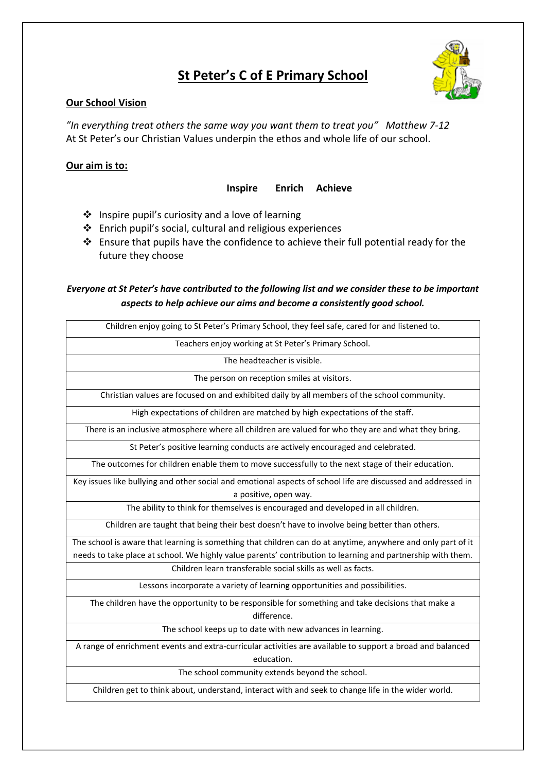# St Peter's C of E Primary School

**Our School Vision**

*"In everything treat others the same way you want them to treat you" Matthew 7-12*
At St Peter's our Christian Values underpin the ethos and whole life of our school.

**Our aim is to:**

**Inspire Enrich Achieve**

- Inspire pupil's curiosity and a love of learning
- Enrich pupil's social, cultural and religious experiences
- Ensure that pupils have the confidence to achieve their full potential ready for the future they choose

***Everyone at St Peter's have contributed to the following list and we consider these to be important aspects to help achieve our aims and become a consistently good school.***

| |
|---|
| Children enjoy going to St Peter's Primary School, they feel safe, cared for and listened to. |
| Teachers enjoy working at St Peter's Primary School. |
| The headteacher is visible. |
| The person on reception smiles at visitors. |
| Christian values are focused on and exhibited daily by all members of the school community. |
| High expectations of children are matched by high expectations of the staff. |
| There is an inclusive atmosphere where all children are valued for who they are and what they bring. |
| St Peter's positive learning conducts are actively encouraged and celebrated. |
| The outcomes for children enable them to move successfully to the next stage of their education. |
| Key issues like bullying and other social and emotional aspects of school life are discussed and addressed in a positive, open way. |
| The ability to think for themselves is encouraged and developed in all children. |
| Children are taught that being their best doesn't have to involve being better than others. |
| The school is aware that learning is something that children can do at anytime, anywhere and only part of it needs to take place at school. We highly value parents' contribution to learning and partnership with them. |
| Children learn transferable social skills as well as facts. |
| Lessons incorporate a variety of learning opportunities and possibilities. |
| The children have the opportunity to be responsible for something and take decisions that make a difference. |
| The school keeps up to date with new advances in learning. |
| A range of enrichment events and extra-curricular activities are available to support a broad and balanced education. |
| The school community extends beyond the school. |
| Children get to think about, understand, interact with and seek to change life in the wider world. |